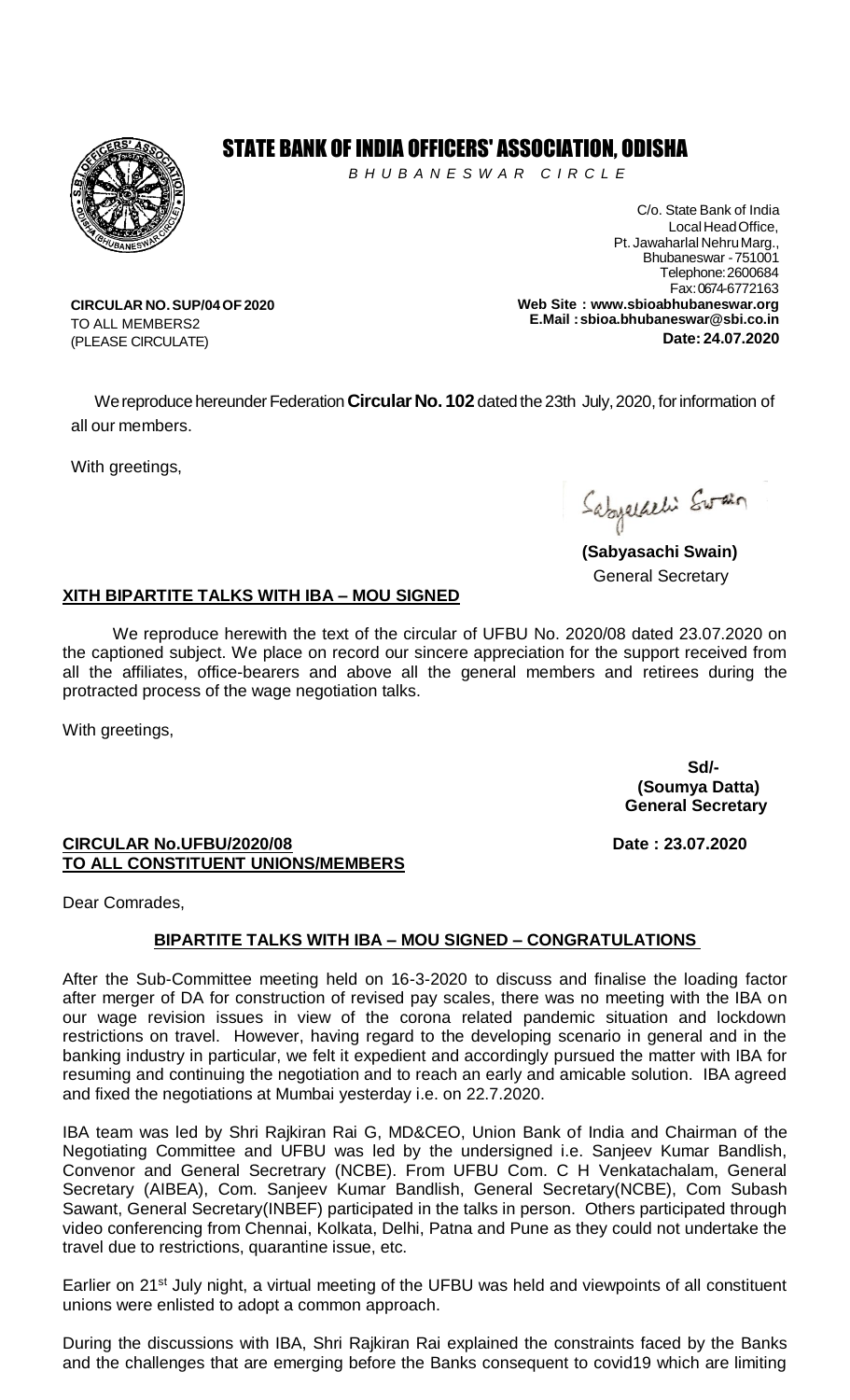# STATE BANK OF INDIA OFFICERS' ASSOCIATION, ODISHA

*B H U B A N E S W A R C I R C L E*

C/o. State Bank of India
Local Head Office,
Pt. Jawaharlal Nehru Marg.,
Bhubaneswar - 751001
Telephone: 2600684
Fax: 0674-6772163
**Web Site : www.sbioabhubaneswar.org**
**E.Mail : sbioa.bhubaneswar@sbi.co.in**
**Date: 24.07.2020**

**CIRCULAR NO. SUP/04 OF 2020**
TO ALL MEMBERS2
(PLEASE CIRCULATE)

We reproduce hereunder Federation **Circular No. 102** dated the 23th July, 2020, for information of all our members.

With greetings,

**(Sabyasachi Swain)**
General Secretary

**XITH BIPARTITE TALKS WITH IBA – MOU SIGNED**

We reproduce herewith the text of the circular of UFBU No. 2020/08 dated 23.07.2020 on the captioned subject. We place on record our sincere appreciation for the support received from all the affiliates, office-bearers and above all the general members and retirees during the protracted process of the wage negotiation talks.

With greetings,

**Sd/-**
**(Soumya Datta)**
**General Secretary**

**CIRCULAR No.UFBU/2020/08** **Date : 23.07.2020**
**TO ALL CONSTITUENT UNIONS/MEMBERS**

Dear Comrades,

**BIPARTITE TALKS WITH IBA – MOU SIGNED – CONGRATULATIONS**

After the Sub-Committee meeting held on 16-3-2020 to discuss and finalise the loading factor after merger of DA for construction of revised pay scales, there was no meeting with the IBA on our wage revision issues in view of the corona related pandemic situation and lockdown restrictions on travel. However, having regard to the developing scenario in general and in the banking industry in particular, we felt it expedient and accordingly pursued the matter with IBA for resuming and continuing the negotiation and to reach an early and amicable solution. IBA agreed and fixed the negotiations at Mumbai yesterday i.e. on 22.7.2020.

IBA team was led by Shri Rajkiran Rai G, MD&CEO, Union Bank of India and Chairman of the Negotiating Committee and UFBU was led by the undersigned i.e. Sanjeev Kumar Bandlish, Convenor and General Secretrary (NCBE). From UFBU Com. C H Venkatachalam, General Secretary (AIBEA), Com. Sanjeev Kumar Bandlish, General Secretary(NCBE), Com Subash Sawant, General Secretary(INBEF) participated in the talks in person. Others participated through video conferencing from Chennai, Kolkata, Delhi, Patna and Pune as they could not undertake the travel due to restrictions, quarantine issue, etc.

Earlier on 21st July night, a virtual meeting of the UFBU was held and viewpoints of all constituent unions were enlisted to adopt a common approach.

During the discussions with IBA, Shri Rajkiran Rai explained the constraints faced by the Banks and the challenges that are emerging before the Banks consequent to covid19 which are limiting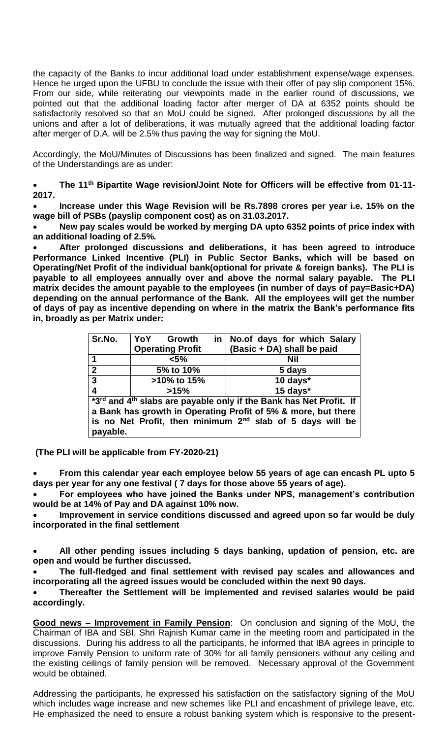the capacity of the Banks to incur additional load under establishment expense/wage expenses. Hence he urged upon the UFBU to conclude the issue with their offer of pay slip component 15%. From our side, while reiterating our viewpoints made in the earlier round of discussions, we pointed out that the additional loading factor after merger of DA at 6352 points should be satisfactorily resolved so that an MoU could be signed. After prolonged discussions by all the unions and after a lot of deliberations, it was mutually agreed that the additional loading factor after merger of D.A. will be 2.5% thus paving the way for signing the MoU.

Accordingly, the MoU/Minutes of Discussions has been finalized and signed. The main features of the Understandings are as under:

- **The 11th Bipartite Wage revision/Joint Note for Officers will be effective from 01-11-2017.**
- **Increase under this Wage Revision will be Rs.7898 crores per year i.e. 15% on the wage bill of PSBs (payslip component cost) as on 31.03.2017.**
- **New pay scales would be worked by merging DA upto 6352 points of price index with an additional loading of 2.5%.**
- **After prolonged discussions and deliberations, it has been agreed to introduce Performance Linked Incentive (PLI) in Public Sector Banks, which will be based on Operating/Net Profit of the individual bank(optional for private & foreign banks). The PLI is payable to all employees annually over and above the normal salary payable. The PLI matrix decides the amount payable to the employees (in number of days of pay=Basic+DA) depending on the annual performance of the Bank. All the employees will get the number of days of pay as incentive depending on where in the matrix the Bank's performance fits in, broadly as per Matrix under:**

| Sr.No. | YoY Growth in Operating Profit | No.of days for which Salary (Basic + DA) shall be paid |
|---|---|---|
| 1 | <5% | Nil |
| 2 | 5% to 10% | 5 days |
| 3 | >10% to 15% | 10 days* |
| 4 | >15% | 15 days* |
| *3rd and 4th slabs are payable only if the Bank has Net Profit. If a Bank has growth in Operating Profit of 5% & more, but there is no Net Profit, then minimum 2nd slab of 5 days will be payable. | | |

**(The PLI will be applicable from FY-2020-21)**

- **From this calendar year each employee below 55 years of age can encash PL upto 5 days per year for any one festival ( 7 days for those above 55 years of age).**
- **For employees who have joined the Banks under NPS, management's contribution would be at 14% of Pay and DA against 10% now.**
- **Improvement in service conditions discussed and agreed upon so far would be duly incorporated in the final settlement**
- **All other pending issues including 5 days banking, updation of pension, etc. are open and would be further discussed.**
- **The full-fledged and final settlement with revised pay scales and allowances and incorporating all the agreed issues would be concluded within the next 90 days.**
- **Thereafter the Settlement will be implemented and revised salaries would be paid accordingly.**

**<u>Good news – Improvement in Family Pension</u>**: On conclusion and signing of the MoU, the Chairman of IBA and SBI, Shri Rajnish Kumar came in the meeting room and participated in the discussions. During his address to all the participants, he informed that IBA agrees in principle to improve Family Pension to uniform rate of 30% for all family pensioners without any ceiling and the existing ceilings of family pension will be removed. Necessary approval of the Government would be obtained.

Addressing the participants, he expressed his satisfaction on the satisfactory signing of the MoU which includes wage increase and new schemes like PLI and encashment of privilege leave, etc. He emphasized the need to ensure a robust banking system which is responsive to the present-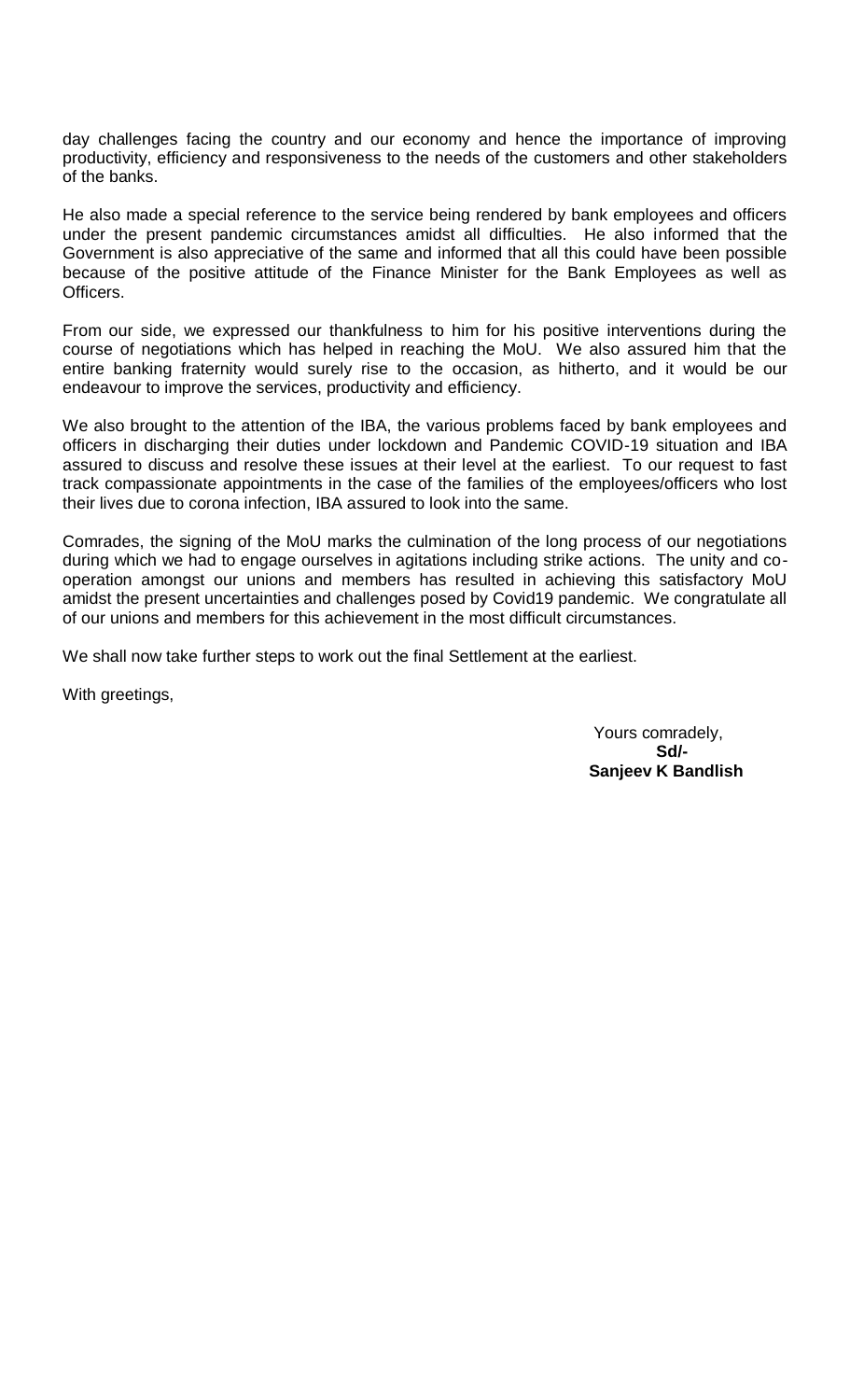day challenges facing the country and our economy and hence the importance of improving productivity, efficiency and responsiveness to the needs of the customers and other stakeholders of the banks.

He also made a special reference to the service being rendered by bank employees and officers under the present pandemic circumstances amidst all difficulties. He also informed that the Government is also appreciative of the same and informed that all this could have been possible because of the positive attitude of the Finance Minister for the Bank Employees as well as Officers.

From our side, we expressed our thankfulness to him for his positive interventions during the course of negotiations which has helped in reaching the MoU. We also assured him that the entire banking fraternity would surely rise to the occasion, as hitherto, and it would be our endeavour to improve the services, productivity and efficiency.

We also brought to the attention of the IBA, the various problems faced by bank employees and officers in discharging their duties under lockdown and Pandemic COVID-19 situation and IBA assured to discuss and resolve these issues at their level at the earliest. To our request to fast track compassionate appointments in the case of the families of the employees/officers who lost their lives due to corona infection, IBA assured to look into the same.

Comrades, the signing of the MoU marks the culmination of the long process of our negotiations during which we had to engage ourselves in agitations including strike actions. The unity and co-operation amongst our unions and members has resulted in achieving this satisfactory MoU amidst the present uncertainties and challenges posed by Covid19 pandemic. We congratulate all of our unions and members for this achievement in the most difficult circumstances.

We shall now take further steps to work out the final Settlement at the earliest.

With greetings,

Yours comradely,

**Sd/-**

**Sanjeev K Bandlish**